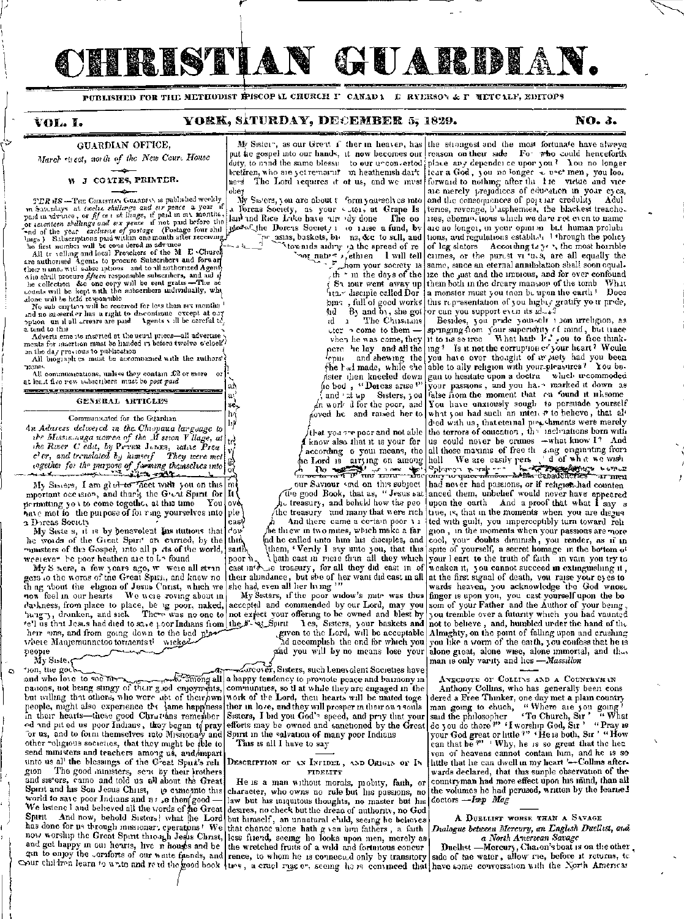# CHRISTIAN GUARDIAN.

PUBLISHED FOR THE METHODIST EPISCOPAL CHURCH IN CANADA — E RYERSON & F METCALF, EDITORS

**VOL. I.** — **YORK, SATURDAY, DECEMBER 5, 1829.** — **NO. 3.**

## GUARDIAN OFFICE,

*March street, north of the New Court House*

W J COATES, PRINTER.

TERMS —The Christian Guardian is published weekly on Saturdays at *twelve shillings and six pence* a year if paid in advance, or *fifteen shillings*, if paid in six months, or *seventeen shillings and six pence* if not paid before the end of the year exclusive of postage (Postage four shillings) Subscriptions paid within one month after receiving the first number will be considered in advance

All travelling and local Preachers of the M E Church are authorised Agents to procure Subscribers and forward their names with subscriptions and to all authorized Agents who shall procure *fifteen* responsible subscribers, and aid in the collection &c one copy will be sent gratis —The accounts will be kept with the subscribers individually, who alone will be held responsible

No subscription will be received for less than six months and no subscriber has a right to discontinue except at our option until all arrears are paid Agents will be careful to attend to this

Advertisements inserted at the usual prices—all advertisements for insertion must be handed in before twelve o'clock on the day previous to publication

All biographies must be accompanied with the authors' names

All communications, unless they contain £2 or more or at least five new subscribers must be *post paid*

## GENERAL ARTICLES

Communicated for the Guardian

*An Address delivered in the Chippawa language to the Mississauga women of the Mission Village, at the River Credit, by Peter Jones, native Preacher, and translated by himself They were met together for the purpose of forming themselves into* ...

My Sisters, I am glad to meet with you on this important occasion, and thank the Great Spirit for permitting you to come together at this time You have met to the purpose of forming yourselves into a Dorcas Society

My Sisters, it is by benevolent institutions that the words of the Great Spirit are carried, by the ministers of the Gospel, into all parts of the world, wherever the poor heathen are to be found

My Sisters, a few years ago, we were all strangers to the words of the Great Spirit, and knew no thing about the religion of Jesus Christ, which we now feel in our hearts We were roving about in darkness, from place to place, being poor, naked, hungry, drunken, and sick There was no one to tell us that Jesus had died to save poor Indians from their sins, and from going down to the bad place where Manjemunnetoo torments the wicked people

My Sisters, ... tion, the good ... and who love to see ... among all nations, not being stingy of their good enjoyments, but willing that others, who were out of their own people, might also experience the same happiness in their hearts—these good Christians remembered and pitied us poor Indians, they began to pray for us, and to form themselves into Missionary and other religious societies, that they might be able to send ministers and teachers among us, and impart unto us all the blessings of the Great Spirit's religion The good ministers, sent by their brothers and sisters, came and told us all about the Great Spirit and his Son Jesus Christ, who came into this world to save poor Indians and not to them good — We listened and believed all the words of the Great Spirit And now, behold Sisters! what the Lord has done for us through missionary operations! We now worship the Great Spirit through Jesus Christ, and get happy in our hearts, live in houses and begin to enjoy the comforts of our white friends, and our children learn to write and read the good book

My Sisters, as our Great Father in heaven, has put the gospel into our hands, it now becomes our duty, to send the same blessing to our unconverted brethren, who are yet remaining in heathenish darkness The Lord requires it of us, and we must obey

My Sisters, you are about to form yourselves into a Dorcas Society, as your sisters at Grape Island and Rice Lake have already done The object of the Dorcas Society is to raise a fund, by ... mats, baskets, brooms, &c to sell, and ... towards aiding in the spread of re... poor native brethren I will tell ... whom your society is ... in the days of the ... Saviour went away up ... disciple called Dorcas, full of good works ... By and by, she got ... The Christians ... come to them — ... when he was come, they ... he lay and all the ... and shewing the ... she had made, while she ... sister then kneeled down ... the body, "Dorcas arise!" ... and sat up Sisters, you ... in works for the poor, and ... loved her and raised her to ...

... that you are poor and not able ... know also that it is your fer... according to your means, the ... the Lord is carrying on among ... our Saviour said on this subject ... the good Book, that as, "Jesus sat over against the treasury, and beheld how the people cast money into the treasury and many that were rich cast in much And there came a certain poor widow, and she threw in two mites, which make a farthing And he called unto him his disciples, and saith unto them, 'Verily I say unto you, that this poor widow hath cast in more than all they which have cast into the treasury, for all they did cast in of their abundance, but she of her want did cast in all she had, even all her living'"

My Sisters, if the poor widow's mite was thus accepted and commended by our Lord, may you not expect your offering to be owned and blest by the Great Spirit Yes, Sisters, your baskets and ... given to the Lord, will be acceptable ... accomplish the end for which you ... and you will by no means lose your ...

Moreover, Sisters, such benevolent Societies have a happy tendency to promote peace and harmony in communities, so that while they are engaged in the work of the Lord, their hearts will be united together in love, and they will prosper in their own souls Sisters, I bid you God's speed, and pray that your efforts may be owned and sanctioned by the Great Spirit in the salvation of many poor Indians

This is all I have to say

### DESCRIPTION OF AN INFIDEL, AND ORIGIN OF INFIDELITY

He is a man without morals, probity, faith, or character, who owns no rule but his passions, no law but his iniquitous thoughts, no master but his desires, no check but the dread of authority, no God but himself, an unnatural child, seeing he believes that chance alone hath given him fathers, a faithless friend, seeing he looks upon men, merely as the wretched fruits of a wild and fortuitous concurrence, to whom he is connected only by transitory ties, a cruel master, seeing he is convinced that the strongest and the most fortunate have always reason on their side For who could henceforth place any dependence upon you? You no longer fear a God, you no longer respect men, you look forward to nothing after this life virtue and vice are merely prejudices of education in your eyes, and the consequences of popular credulity Adulteries, revenge, blasphemies, the blackest treacheries, abominations which we dare not even to name are no longer, in your opinion but human prohibitions, and regulations established through the policy of legislators According to you, the most horrible crimes, or the purest virtues, are all equally the same, since an eternal annihilation shall soon equalize the just and the impious, and for ever confound them both in the dreary mansion of the tomb What a monster must you then be upon the earth! Does this representation of you highly gratify your pride, or can you support even its idea?

Besides, you pride yourself upon irreligion, as springing from your superiority of mind, but trace it to its source What hath led you to free thinking? Is it not the corruption of your heart? Would you have ever thought of impiety had you been able to ally religion with your pleasures? You began to hesitate upon a doctrine which incommoded your passions, and you have marked it down as false from the moment that you found it irksome You have anxiously sought to persuade yourself what you had such an interest to believe, that all died with us, that eternal punishments were merely the terrors of education, that inclinations born with us could never be crimes —what know I? And all those maxims of free thinking originating from hell We are easily persuaded of what we wish Solomon ... debaucheries ... if men had never had passions, or if religion had countenanced them, unbelief would never have appeared upon the earth And a proof that what I say is true, is, that in the moments when you are disgusted with guilt, you imperceptibly turn toward religion, in the moments when your passions are more cool, your doubts diminish, you render, as if in spite of yourself, a secret homage in the bottom of your heart to the truth of faith in vain you try to weaken it, you cannot succeed in extinguishing it, at the first signal of death, you raise your eyes towards heaven, you acknowledge the God whose finger is upon you, you cast yourself upon the bosom of your Father and the Author of your being, you tremble over a futurity which you had vaunted not to believe, and, humbled under the hand of the Almighty, on the point of falling upon and crushing you like a worm of the earth, you confess that he is alone great, alone wise, alone immortal, and that man is only vanity and lies —*Massillon*

### ANECDOTE OF COLLINS AND A COUNTRYMAN

Anthony Collins, who has generally been considered a Free Thinker, one day met a plain country man going to church, "Where are you going?" said the philosopher "To Church, Sir" "What do you do there?" "I worship God, Sir" "Pray is your God great or little?" "He is both, Sir" "How can that be?" "Why, he is so great that the heaven of heavens cannot contain him, and he is so little that he can dwell in my heart"—Collins afterwards declared, that this simple observation of the countryman had more effect upon his mind, than all the volumes he had perused, written by the learned doctors —*Imp Mag*

### A DUELLIST WORSE THAN A SAVAGE

*Dialogue between Mercury, an English Duellist, and a North American Savage*

Duellist —Mercury, Charon's boat is on the other side of the water, allow me, before it returns, to have some conversation with the North American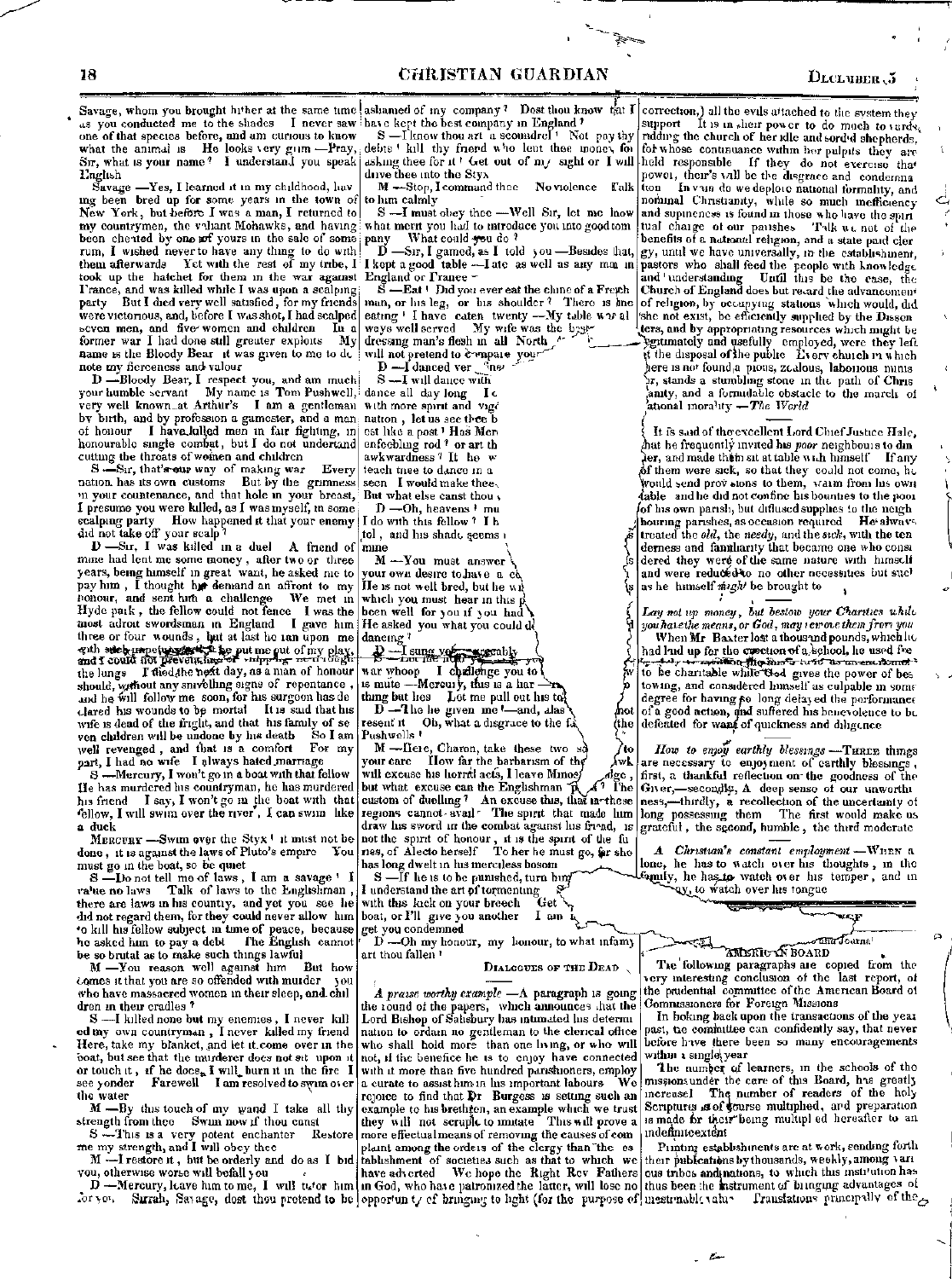Savage, whom you brought hither at the same time as you conducted me to the shades I never saw one of that species before, and am curious to know what the animal is He looks very grim —Pray, Sir, what is your name? I understand you speak English

Savage —Yes, I learned it in my childhood, having been bred up for some years in the town of New York, but before I was a man, I returned to my countrymen, the valiant Mohawks, and having been cheated by one of yours in the sale of some rum, I wished never to have any thing to do with them afterwards Yet with the rest of my tribe, I took up the hatchet for them in the war against France, and was killed while I was upon a scalping party But I died very well satisfied, for my friends were victorious, and, before I was shot, I had scalped seven men, and five women and children In a former war I had done still greater exploits My name is the Bloody Bear it was given to me to denote my fierceness and valour

D —Bloody Bear, I respect you, and am much your humble servant My name is Tom Pushwell, very well known at Arthur's I am a gentleman by birth, and by profession a gamester, and a man of honour I have killed men in fair fighting, in honourable single combat, but I do not understand cutting the throats of women and children

S —Sir, that's our way of making war Every nation has its own customs But by the grimness in your countenance, and that hole in your breast, I presume you were killed, as I was myself, in some scalping party How happened it that your enemy did not take off your scalp?

D —Sir, I was killed in a duel A friend of mine had lent me some money, after two or three years, being himself in great want, he asked me to pay him, I thought his demand an affront to my honour, and sent him a challenge We met in Hyde park, the fellow could not fence I was the most adroit swordsman in England I gave him three or four wounds, but at last he ran upon me with such impetuosity that he put me out of my play, and I could not prevent him of whipping me through the lungs I died the next day, as a man of honour should, without any snivelling signs of repentance, and he will follow me soon, for his surgeon has declared his wounds to be mortal It is said that his wife is dead of the fright, and that his family of seven children will be undone by his death So I am well revenged, and that is a comfort For my part, I had no wife I always hated marriage

S —Mercury, I won't go in a boat with that fellow He has murdered his countryman, he has murdered his friend I say, I won't go in the boat with that fellow, I will swim over the river, I can swim like a duck

Mercury —Swim over the Styx! it must not be done, it is against the laws of Pluto's empire You must go in the boat, so be quiet

S —Do not tell me of laws, I am a savage! I value no laws Talk of laws to the Englishman, there are laws in his country, and yet you see he did not regard them, for they could never allow him to kill his fellow subject in time of peace, because he asked him to pay a debt The English cannot be so brutal as to make such things lawful

M —You reason well against him But how comes it that you are so offended with murder you who have massacred women in their sleep, and children in their cradles?

S —I killed none but my enemies, I never killed my own countryman, I never killed my friend Here, take my blanket, and let it come over in the boat, but see that the murderer does not sit upon it or touch it, if he does, I will burn it in the fire I see yonder Farewell I am resolved to swim over the water

M —By this touch of my wand I take all thy strength from thee Swim now if thou canst

S —This is a very potent enchanter Restore me my strength, and I will obey thee

M —I restore it, but be orderly and do as I bid you, otherwise worse will befall you

D —Mercury, leave him to me, I will tutor him for you Sirrah, Savage, dost thou pretend to be ashamed of my company? Dost thou know that I have kept the best company in England?

S —I know thou art a scoundrel! Not pay thy debts! kill thy friend who lent thee money for asking thee for it! Get out of my sight or I will drive thee into the Styx

M —Stop, I command thee No violence Talk to him calmly

S —I must obey thee —Well Sir, let me know what merit you had to introduce you into good company What could you do?

D —Sir, I gamed, as I told you —Besides that, I kept a good table —I ate as well as any man in England or France

S —Eat! Did you ever eat the chine of a French man, or his leg, or his shoulder? There is fine eating! I have eaten twenty —My table was always well served My wife was the best dressing man's flesh in all North [...] will not pretend to compare your [...]

D —I danced ver[...]

S —I will dance with [...] dance all day long I [...] with more spirit and vig[...] nation, let us see thee b[...] est like a post! Has Mer[...] enfeebling rod? or art th[...] awkwardness? It he w[...] teach thee to dance in a [...] seen I would make thee[...] But what else canst thou [...]

D —Oh, heavens! mu[...] I do with this fellow? I h[...] tol, and his shade seems [...] mine

M —You must answer [...] your own desire to have a c[...] He is not well bred, but he w[...] which you must hear in this p[...] been well for you if you had [...] He asked you what you could d[...] dancing?

D —I sung very agreeably

S —[...] war whoop I challenge you to [...] is mute —Mercury, this is a liar —[...] thing but lies Let me pull out his to[...]

D —The lie given me!—and, alas [...] not resent it Oh, what a disgrace to the f[...] the Pushwells!

M —Here, Charon, take these two s[...] to your care How far the barbarism of the [...] will excuse his horrid acts, I leave Minos [...] dge, but what excuse can the Englishman [...] The custom of duelling? An excuse this, that in these regions cannot avail The spirit that made him draw his sword in the combat against his friend, is not the spirit of honour, it is the spirit of the furies, of Alecto herself To her he must go, for she has long dwelt in his merciless bosom

S —If he is to be punished, turn him [...] I understand the art of tormenting [...] with this lack on your breech Get [...] boat, or I'll give you another I am [...] get you condemned

D —Oh my honour, my honour, to what infamy art thou fallen!

Dialogues of the Dead

*A praise worthy example* —A paragraph is going the round of the papers, which announces that the Lord Bishop of Salisbury has intimated his determination to ordain no gentleman to the clerical office who shall hold more than one living, or who will not, if the benefice he is to enjoy have connected with it more than five hundred parishioners, employ a curate to assist him in his important labours We rejoice to find that Dr Burgess is setting such an example to his brethren, an example which we trust they will not scruple to imitate This will prove a more effectual means of removing the causes of complaint among the orders of the clergy than the establishment of societies such as that to which we have adverted We hope the Right Rev Fathers in God, who have patronized the latter, will lose no opportunity of bringing to light (for the purpose of correction,) all the evils attached to the system they support It is in their power to do much towards ridding the church of her idle and sordid shepherds, for whose continuance within her pulpits they are held responsible If they do not exercise that power, their's will be the disgrace and condemnation In vain do we deplore national formality, and nominal Christianity, while so much inefficiency and supineness is found in those who have the spiritual charge of our parishes Talk we not of the benefits of a national religion, and a state paid clergy, until we have universally, in the establishment, pastors who shall feed the people with knowledge and understanding Until this be the case, the Church of England does but retard the advancement of religion, by occupying stations which would, did she not exist, be efficiently supplied by the Dissenters, and by appropriating resources which might be legitimately and usefully employed, were they left at the disposal of the public Every church in which there is not found a pious, zealous, laborious minister, stands a stumbling stone in the path of Christianity, and a formidable obstacle to the march of national morality —*The World*

It is said of the excellent Lord Chief Justice Hale, that he frequently invited his *poor* neighbours to dinner, and made them sit at table with himself If any of them were sick, so that they could not come, he would send provisions to them, warm from his own table and he did not confine his bounties to the poor of his own parish, but diffused supplies to the neighbouring parishes, as occasion required He always treated the *old*, the *needy*, and the *sick*, with the tenderness and familiarity that became one who considered they were of the same nature with himself and were reduced to no other necessities but such as he himself *might* be brought to

*Lay not up money, but bestow your Charities while you have the means, or God, may remove them from you*

When Mr Baxter lost a thousand pounds, which he had laid up for the erection of a school, he used [...] to be charitable while God gives the power of bestowing, and considered himself as culpable in some degree for having so long delayed the performance of a good action, and suffered his benevolence to be defeated for want of quickness and diligence

*How to enjoy earthly blessings* —Three things are necessary to enjoyment of earthly blessings, first, a thankful reflection on the goodness of the Giver,—secondly, A deep sense of our unworthiness,—thirdly, a recollection of the uncertainty of long possessing them The first would make us grateful, the second, humble, the third moderate

*A Christian's constant employment* —When alone, he has to watch over his thoughts, in the family, he has to watch over his temper, and in [...]y, to watch over his tongue

AMERICAN BOARD

The following paragraphs are copied from the very interesting conclusion of the last report, of the prudential committee of the American Board of Commissioners for Foreign Missions

In looking back upon the transactions of the year past, the committee can confidently say, that never before have there been so many encouragements within a single year

The number of learners, in the schools of the missions under the care of this Board, has greatly increased The number of readers of the holy Scriptures is of course multiplied, and preparation is made for their being multiplied hereafter to an indefinite extent

Printing establishments are at work, sending forth their publications by thousands, weekly, among various tribes and nations, to which this institution has thus been the instrument of bringing advantages of inestimable value Translations principally of the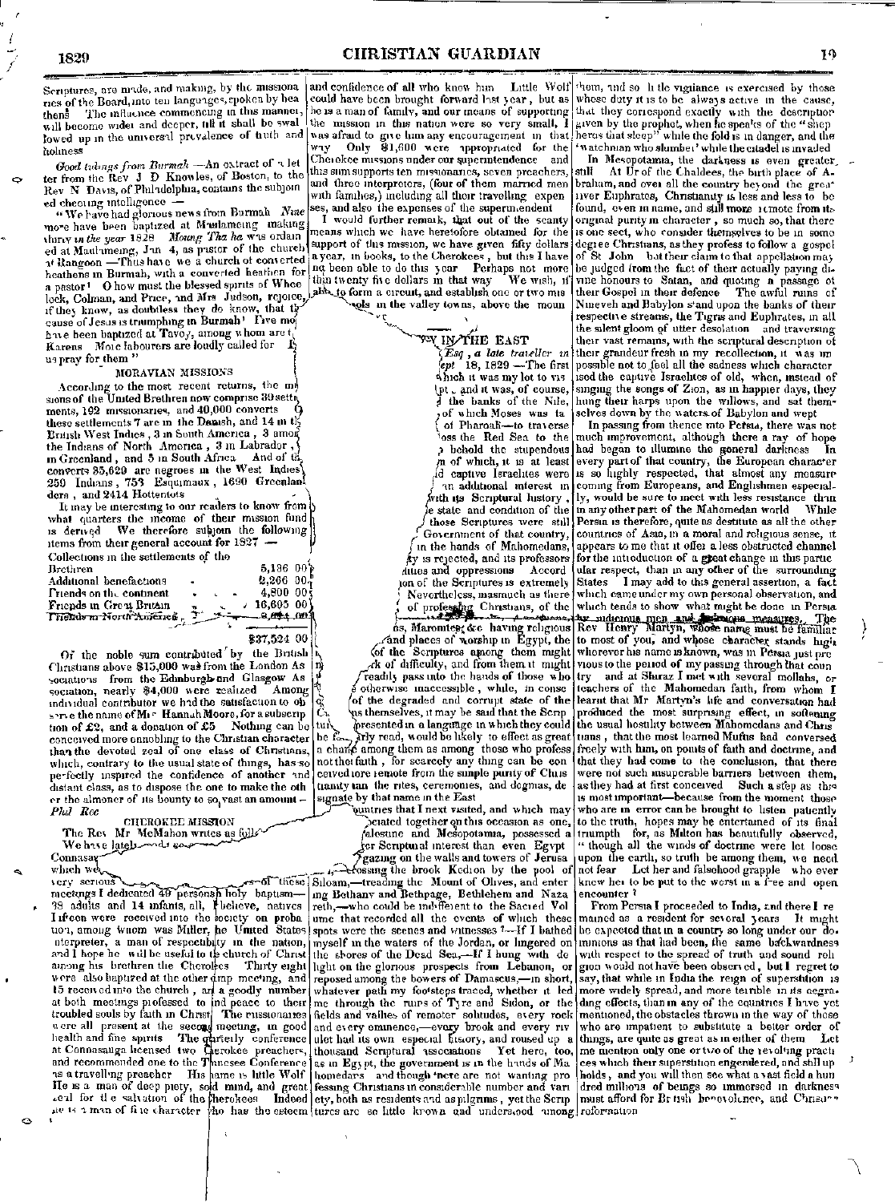Scriptures, are made, and making, by the missionaries of the Board, into ten languages, spoken by heathens. The influence commencing in this manner, will become wider and deeper, till it shall be swallowed up in the universal prevalence of truth and holiness.

*Good tidings from Burmah.*—An extract of a letter from the Rev. J. D. Knowles, of Boston, to the Rev. N. Davis, of Philadelphia, contains the subjoined cheering intelligence:—

"We have had glorious news from Burmah. *Nine* more have been baptized at Maulameing, making *thirty in the year 1828*. *Moung Tha ha* was ordained at Maulameing, Jan. 4, as pastor of the church at Rangoon.—Thus have we a church of converted heathens in Burmah, with a converted heathen for a pastor! O how must the blessed spirits of Wheelock, Colman, and Price, and Mrs. Judson, rejoice, if they know, as doubtless they do know, that the cause of Jesus is triumphing in Burmah! Five more have been baptized at Tavoy, among whom are t... Karens. More labourers are loudly called for. ... us pray for them."

### MORAVIAN MISSIONS

According to the most recent returns, the missions of the United Brethren now comprise 39 settlements, 192 missionaries, and 40,000 converts. Of these settlements 7 are in the Danish, and 14 in the British West Indies, 3 in South America, 3 among the Indians of North America, 3 in Labrador, ... in Greenland, and 5 in South Africa. And of the converts 35,620 are negroes in the West Indies, 259 Indians, 753 Esquimaux, 1690 Greenlanders, and 2414 Hottentots.

It may be interesting to our readers to know from what quarters the income of their mission fund is derived. We therefore subjoin the following items from their general account for 1827:—

| | |
|---|---|
| Collections in the settlements of the Brethren | 5,136 00 |
| Additional benefactions | 2,266 00 |
| Friends on the continent | 4,800 00 |
| Friends in Great Britain | 16,605 00 |
| Friends in North America | ... |
| | $37,524 00 |

Of the noble sum contributed by the British Christians above $15,000 was from the London Associations, from the Edinburgh and Glasgow Association, nearly $4,000 were realized. Among individual contributors we had the satisfaction to observe the name of Mrs. Hannah Moore, for a subscription of £2, and a donation of £5. Nothing can be conceived more ennobling to the Christian character than the devoted zeal of one class of Christians, which, contrary to the usual state of things, has so perfectly inspired the confidence of another and distant class, as to dispose the one to make the other the almoner of its bounty to so vast an amount.—*Phil. Rec.*

### CHEROKEE MISSION

The Rev. Mr. McMahon writes as follows:—

We have lately ... Connasay ... which we ... very serious ... of these meetings I dedicated 49 persons in holy baptism—38 adults and 14 infants, all, I believe, natives. Fifteen were received into the society on probation, among whom was Miller, the United States interpreter, a man of respectability in the nation, and I hope he will be useful to the church of Christ among his brethren the Cherokees. Thirty eight were also baptized at the other camp meeting, and 15 received into the church, and a goodly number at both meetings professed to find peace to their troubled souls by faith in Christ. The missionaries were all present at the second meeting, in good health and fine spirits. The quarterly conference at Connasauga licensed two Cherokee preachers, and recommended one to the Tennessee Conference as a travelling preacher. His name is little Wolf. He is a man of deep piety, sound mind, and great zeal for the salvation of the Cherokees. Indeed he is a man of fine character, who has the esteem and confidence of all who know him. Little Wolf could have been brought forward last year, but as he is a man of family, and our means of supporting the mission in this nation were so very small, I was afraid to give him any encouragement in that way. Only $1,600 were appropriated for the Cherokee missions under our superintendence, and this sum supports ten missionaries, seven preachers, and three interpreters, (four of them married men with families,) including all their travelling expenses, and also the expenses of the superintendent.

I would further remark, that out of the scanty means which we have heretofore obtained for the support of this mission, we have given fifty dollars a year, in books, to the Cherokees, but this I have not been able to do this year. Perhaps not more than twenty five dollars in that way. We wish, if able, to form a circuit, and establish one or two more schools in the valley towns, above the moun...

### ...Y IN THE EAST

...Esq., a late traveller in ... ept. 18, 1829.—The first ... which it was my lot to visit ... and it was, of course, ... the banks of the Nile, ... of which Moses was ta... of Pharoah—to traverse ... oss the Red Sea to the ... behold the stupendous ... of which, it is at least ... d captive Israelites were ... an additional interest in ... with its Scriptural history, ... e state and condition of the ... those Scriptures were still ... Government of that country, ... in the hands of Mahomedans, ... ty is rejected, and its professors ... dities and oppressions. Accord... ion of the Scriptures is extremely ... Nevertheless, inasmuch as there ... of professing Christians, of the ... ns, Maronites, &c. having religious ... and places of worship in Egypt, the ... of the Scriptures among them might ... rk of difficulty, and from them it might ... readily pass into the hands of those who ... otherwise inaccessible, while, in conse... of the degraded and corrupt state of the ... ns themselves, it may be said that the Scriptures ... presented in a language in which they could ... be ... rly read, would be likely to effect as great a change among them as among those who profess not their faith, for scarcely any thing can be conceived more remote from the simple purity of Christianity than the rites, ceremonies, and dogmas, designate by that name in the East.

...untries that I next visited, and which may ... ciated together on this occasion as one, ... alestine and Mesopotamia, possessed a ... er Scriptural interest than even Egypt. ... gazing on the walls and towers of Jerusa... ... crossing the brook Kedron by the pool of Siloam,—treading the Mount of Olives, and entering Bethany and Bethpage, Bethlehem and Nazareth,—who could be indifferent to the Sacred Volume that recorded all the events of which these spots were the scenes and witnesses?—If I bathed myself in the waters of the Jordan, or lingered on the shores of the Dead Sea,—If I hung with delight on the glorious prospects from Lebanon, or reposed among the bowers of Damascus,—in short, whatever path my footsteps traced, whether it led me through the ruins of Tyre and Sidon, or the fields and vallies of remoter solitudes, every rock and every eminence,—every brook and every rivulet had its own especial history, and roused up a thousand Scriptural associations. Yet here, too, as in Egypt, the government is in the hands of Mahomedans, and though there are not wanting professing Christians in considerable number and variety, both as residents and as pilgrims, yet the Scriptures are so little known and understood among them, and so little vigilance is exercised by those whose duty it is to be always active in the cause, that they correspond exactly with the description given by the prophet, when he speaks of the "shepherds that sleep" while the fold is in danger, and the "watchman who slumber" while the citadel is invaded.

In Mesopotamia, the darkness is even greater, still. At Ur of the Chaldees, the birth place of Abraham, and over all the country beyond the great river Euphrates, Christianity is less and less to be found, even in name, and still more remote from its original purity in character, so much so, that there is one sect, who consider themselves to be in some degree Christians, as they profess to follow a gospel of St. John; but their claim to that appellation may be judged from the fact of their actually paying divine honours to Satan, and quoting a passage of their Gospel in their defence. The awful ruins of Nineveh and Babylon stand upon the banks of their respective streams, the Tigris and Euphrates, in all the silent gloom of utter desolation; and traversing their vast remains, with the scriptural description of their grandeur fresh in my recollection, it was impossible not to feel all the sadness which character ised the captive Israelites of old, when, instead of singing the songs of Zion, as in happier days, they hung their harps upon the willows, and sat themselves down by the waters of Babylon and wept.

In passing from thence into Persia, there was not much improvement, although there a ray of hope had began to illumine the general darkness. In every part of that country, the European character is so highly respected, that almost any measure coming from Europeans, and Englishmen especially, would be sure to meet with less resistance than in any other part of the Mahomedan world. While Persia is therefore, quite as destitute as all the other countries of Asia, in a moral and religious sense, it appears to me that it offer a less obstructed channel for the introduction of a great change in this particular respect, than in any other of the surrounding States. I may add to this general assertion, a fact which came under my own personal observation, and which tends to show what might be done in Persia by judicious men and judicious measures. The Rev. Henry Martyn, whose name must be familiar to most of you, and whose character stands high wherever his name is known, was in Persia just previous to the period of my passing through that country, and at Shiraz I met with several mollahs, or teachers of the Mahomedan faith, from whom I learnt that Mr. Martyn's life and conversation had produced the most surprising effect, in softening the usual hostility between Mahomedans and Christians, that the most learned Muftis had conversed freely with him, on points of faith and doctrine, and that they had come to the conclusion, that there were not such insuperable barriers between them, as they had at first conceived. Such a step as this is most important—because from the moment those who are in error can be brought to listen patiently to the truth, hopes may be entertained of its final triumph: for, as Milton has beautifully observed, "though all the winds of doctrine were let loose upon the earth, so truth be among them, we need not fear. Let her and falsehood grapple: who ever knew her to be put to the worst in a free and open encounter?"

From Persia I proceeded to India, and there I remained as a resident for several years. It might be expected that in a country so long under our dominions as that had been, the same backwardness with respect to the spread of truth and sound religion would not have been observed, but I regret to say, that while in India the reign of superstition is more widely spread, and more terrible in its degrading effects, than in any of the countries I have yet mentioned, the obstacles thrown in the way of those who are impatient to substitute a better order of things, are quite as great as in either of them. Let me mention only one or two of the revolting practices which their superstition engendered, and still upholds, and you will then see what a vast field a hundred millions of beings so immersed in darkness must afford for British benevolence, and Christian reformation.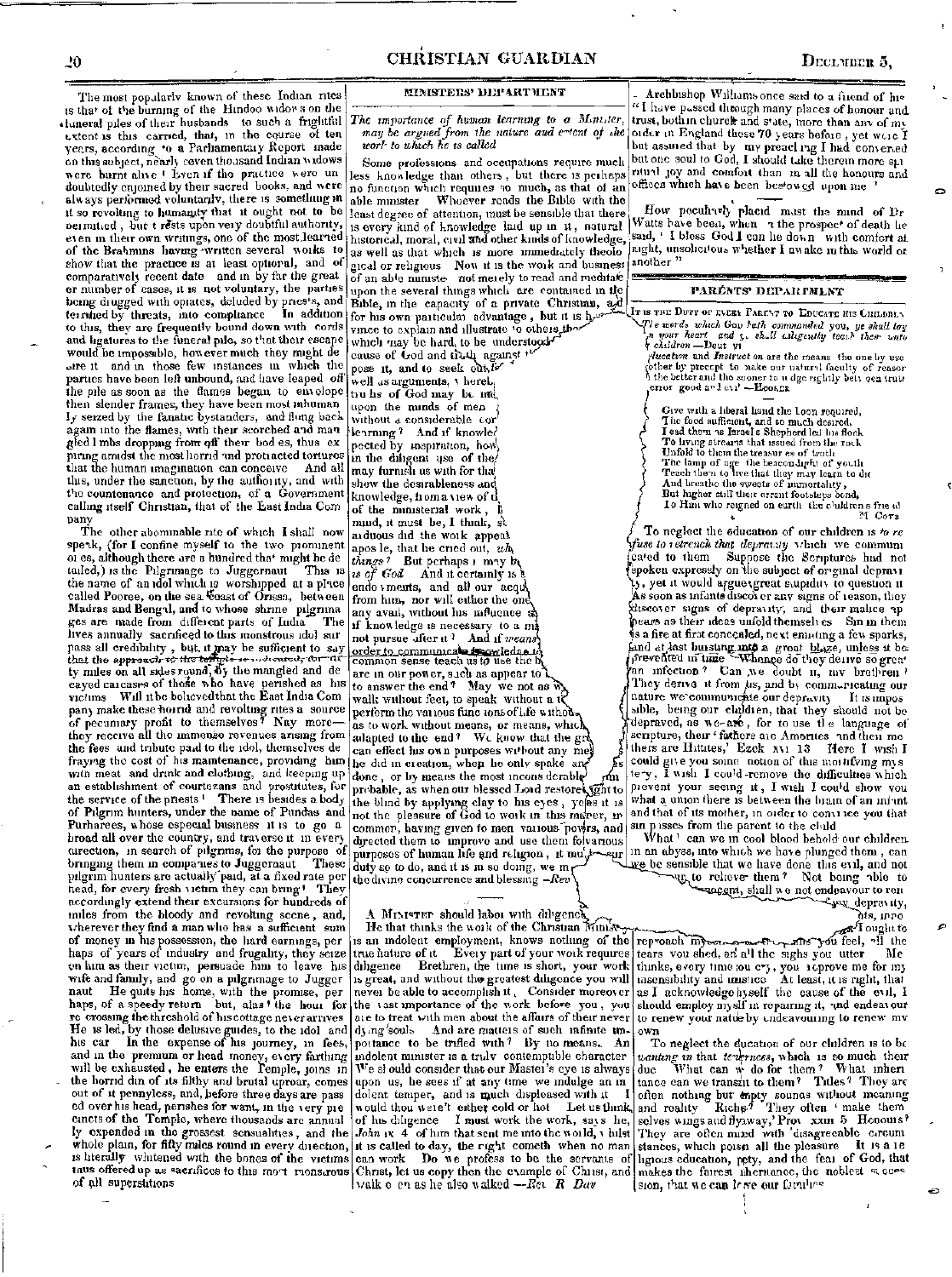The most popularly known of these Indian rites is that of the burning of the Hindoo widows on the funeral piles of their husbands to such a frightful extent is this carried, that, in the course of ten years, according to a Parliamentary Report made on this subject, nearly seven thousand Indian widows were burnt alive! Even if the practice were undoubtedly enjoined by their sacred books, and were always performed voluntarily, there is something in it so revolting to humanity that it ought not to be permitted, but it rests upon very doubtful authority, even in their own writings, one of the most learned of the Brahmins having written several works to show that the practice is at least optional, and of comparatively recent date and in by far the greater number of cases, it is not voluntary, the parties being drugged with opiates, deluded by priests, and terrified by threats, into compliance In addition to this, they are frequently bound down with cords and ligatures to the funeral pile, so that their escape would be impossible, however much they might desire it and in those few instances in which the parties have been left unbound, and have leaped off the pile as soon as the flames began to envelope their slender frames, they have been most inhumanly seized by the fanatic bystanders, and flung back again into the flames, with their scorched and mangled limbs dropping from off their bodies, thus expiring amidst the most horrid and protracted tortures that the human imagination can conceive And all this, under the sanction, by the authority, and with the countenance and protection, of a Government calling itself Christian, that of the East India Company

The other abominable rite of which I shall now speak, (for I confine myself to the two prominent ones, although there are a hundred that might be detailed,) is the Pilgrimage to Juggernaut This is the name of an idol which is worshipped at a place called Pooree, on the sea coast of Orissa, between Madras and Bengal, and to whose shrine pilgrimages are made from different parts of India The lives annually sacrificed to this monstrous idol surpass all credibility, but it may be sufficient to say that the approach to the temple is strewed, for fifty miles on all sides round, by the mangled and decayed carcases of those who have perished as his victims Will it be believed that the East India Company make these horrid and revolting rites a source of pecuniary profit to themselves? Nay more—they receive all the immense revenues arising from the fees and tribute paid to the idol, themselves defraying the cost of his maintenance, providing him with meat and drink and clothing, and keeping up an establishment of courtezans and prostitutes, for the service of the priests! There is besides a body of Pilgrim hunters, under the name of Pundas and Purharees, whose especial business it is to go abroad all over the country, and traverse it in every direction, in search of pilgrims, for the purpose of bringing them in companies to Juggernaut These pilgrim hunters are actually paid, at a fixed rate per head, for every fresh victim they can bring! They accordingly extend their excursions for hundreds of miles from the bloody and revolting scene, and, wherever they find a man who has a sufficient sum of money in his possession, the hard earnings, perhaps of years of industry and frugality, they seize on him as their victim, persuade him to leave his wife and family, and go on a pilgrimage to Juggernaut He quits his home, with the promise, perhaps, of a speedy return but, alas! the hour for re crossing the threshold of his cottage never arrives He is led, by those delusive guides, to the idol and his car In the expense of his journey, in fees, and in the premium or head money, every farthing will be exhausted, he enters the Temple, joins in the horrid din of its filthy and brutal uproar, comes out of it pennyless, and, before three days are passed over his head, perishes for want, in the very precincts of the Temple, where thousands are annually expended in the grossest sensualities, and the whole plain, for fifty miles round in every direction, is literally whitened with the bones of the victims thus offered up as sacrifices to this most monstrous of all superstitions

## MINISTERS' DEPARTMENT

*The importance of human learning to a Minister, may be argued from the nature and extent of the work to which he is called*

Some professions and occupations require much less knowledge than others, but there is perhaps no function which requires so much, as that of an able minister Whoever reads the Bible with the least degree of attention, must be sensible that there is every kind of knowledge laid up in it, natural historical, moral, civil and other kinds of knowledge, as well as that which is more immediately theological or religious Now it is the work and business of an able minister not merely to read and meditate upon the several things which are contained in the Bible, in the capacity of a private Christian, and for his own particular advantage, but it is h[is pro]vince to explain and illustrate to others th[ose things] which may be hard, to be understood [in the] cause of God and truth against [those who op]pose it, and to seek out [as] well as arguments, [wher]eby [the] tru[t]hs of God may be [im]p[ressed] upon the minds of men [...] without a considerable [stock of] learning? And if knowle[dge is not ex]pected by inspiration, how[...] in the diligent use of the[...] may furnish us with for tha[t ...] shew the desirableness and[...] knowledge, from a view of t[he nature] of the ministerial work, [...] mind, it must be, I think, [an] arduous did the work appea[r to the] apostle, that he cried out, *wh[o is sufficient for these] things?* But perhaps [it] may b[e said ...] *is of God* And it certainly is [...] endowments, and all our acqu[irements] from him, nor will either the one [...] any avail, without his influence a[nd ...] if knowledge is necessary to a mi[nister ...] not pursue after it? And if *means* [...] order to communicate knowledge [...] common sense teach us to use the [...] as in our power, such as appear to [...] to answer the end? May we not as w[ell ...] walk without feet, to speak without a t[ongue ...] perform the various functions of life without [...] as to work without means, or means, which [are not] adapted to the end? We know that the gr[eat God] can effect his own purposes without any me[ans, a]s he did in creation, when he only spake an[d it wa]s done, or by means the most incons derable [and im]probable, as when our blessed Lord restored [sight to] the blind by applying clay to his eyes, ye[t] it is not the pleasure of God to work in this manner, in common, having given to men various powers, and directed them to improve and use them for various purposes of human life and religion, it mu[st be o]ur duty so to do, and it is in so doing, we m[ay expect] the divine concurrence and blessing —*Rev*

A MINISTER should labor with diligence

He that thinks the work of the Christian Minister is an indolent employment, knows nothing of the true nature of it Every part of your work requires diligence Brethren, the time is short, your work is great, and without the greatest diligence you will never be able to accomplish it Consider moreover the vast importance of the work before you, you are to treat with men about the affairs of their never dying souls And are matters of such infinite importance to be trifled with? By no means. An indolent minister is a truly contemptible character We should consider that our Master's eye is always upon us, he sees if at any time we indulge an indolent temper, and is much displeased with it I would thou wert either cold or hot Let us think, of his diligence I must work the work, says he, *John ix 4* of him that sent me into the world, whilst it is called to day, the night cometh when no man can work Do we profess to be the servants of Christ, let us copy then the example of Christ, and walk even as he also walked —*Rev R Day*

Archbishop Williams once said to a friend of his "I have passed through many places of honour and trust, both in church and state, more than any of my order in England these 70 years before, yet were I but assured that by my preaching I had converted but one soul to God, I should take therein more spiritual joy and comfort than in all the honours and offices which have been bestowed upon me"

How peculiarly placid must the mind of Dr Watts have been, when in the prospect of death he said, 'I bless God I can lie down with comfort at night, unsolicitous whether I awake in this world or another"

## PARENTS' DEPARTMENT

IT IS THE DUTY OF EVERY PARENT TO EDUCATE HIS CHILDREN

*The words, which God hath commanded you, ye shall lay [up i]n your heart and ye shall diligently teach them unto [your] children* —Deut vi

[*Ed*]*ucation* and *Instruct on* are the means the one by use [tog]ether by precept to make our natural faculty of reason [bo]th the better and the sooner to judge rightly between truth [and] error good and evil' —HOOKER

> Give with a liberal hand the LORD required,
> The food sufficient, and so much desired,
> Lead them as Israel's Shepherd led his flock
> To living streams that issued from the rock
> Unfold to them the treasures of truth
> The lamp of age the beacon light of youth
> Teach them to live that they may learn to die
> And breathe the sweets of immortality,
> But higher still their errant footsteps send,
> To Him who reigned on earth the children's friend
>
> 21 Cors

To neglect the education of our children is *to refuse to retrench that depravity* which we communicated to them Suppose the Scriptures had not spoken expressly on the subject of original depravity, yet it would argue great stupidity to question it As soon as infants discover any signs of reason, they discover signs of depravity, and their malice appears as their ideas unfold themselves Sin in them is a fire at first concealed, next emitting a few sparks, and at last bursting into a great blaze, unless it be prevented in time Whence do they derive so great an infection? Can we doubt it, my brethren? They derive it from us, and by communicating our nature we communicate our depravity It is impossible, being our children, that they should not be depraved, as we are, for to use the language of scripture, their 'fathers are Amorites and their mothers are Hittites,' Ezek xvi 13 Here I wish I could give you some notion of this mortifying mystery, I wish I could remove the difficulties which prevent your seeing it, I wish I could show you what a union there is between the brain of an infant and that of its mother, in order to convince you that sin passes from the parent to the child

What! can we in cool blood behold our children in an abyss, into which we have plunged them, can we be sensible that we have done this evil, and not [endeavo]ur to relieve them? Not being able to [...]cent, shall we not endeavour to ren[...] depravity, [...]ts, inno[...] I ought to reproach my[...] you feel, all the tears you shed, all the sighs you utter Methinks, every time you cry, you reprove me for my insensibility and injustice At least, it is right, that as I acknowledge myself the cause of the evil, I should employ myself in repairing it, and endeavour to renew your nature by endeavouring to renew my own

To neglect the education of our children is to be *wanting in that tenderness*, which is so much their due What can we do for them? What inheritance can we transmit to them? Titles? They are often nothing but empty sounds without meaning and reality Riches? They often 'make themselves wings and flyaway,' Prov xxiii 5 Honours? They are often mixed with 'disagreeable circumstances, which poison all the pleasure It is a religious education, piety, and the fear of God, that makes the fairest inheritance, the noblest succession, that we can leave our families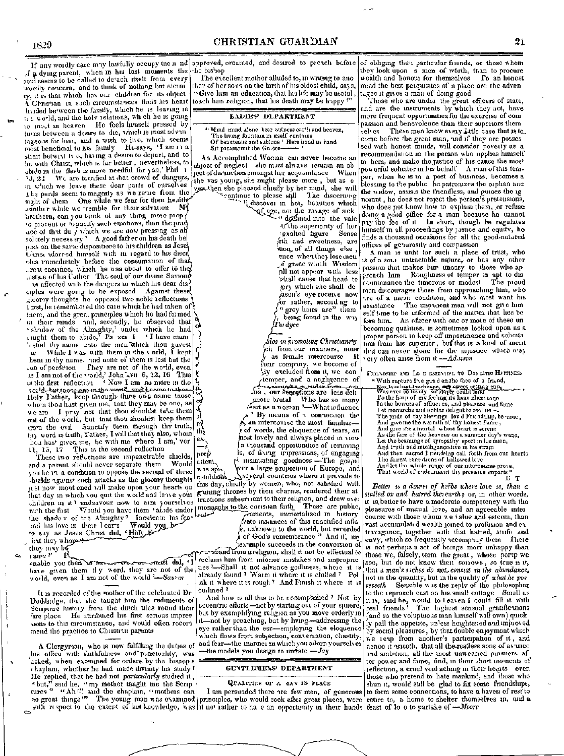If any worldly care may lawfully occupy the mind of a dying parent, when in his last moments the soul seems to be called to detach itself from every worldly concern, and to think of nothing but eternity, it is that which has our children for its object. A Christian in such circumstances finds his heart divided between the family, which he is leaving in the world, and the holy relations, which he is going to meet in heaven. He feels himself pressed by turns between a desire to die, which is most advantageous for him, and a wish to live, which seems most beneficial to his family. He says, 'I am in a strait betwixt two, having a desire to depart, and to be with Christ, which is far better; nevertheless, to abide in the flesh is more needful for you,' Phil i 23, 24. We are terrified at that crowd of dangers, in which we leave these dear parts of ourselves. The perils seem to magnify as we retire from the sight of them. One while we fear for their health, another while we tremble for their salvation. My brethren, can you think of any thing more proper to prevent or to pacify such emotions, than the practice of that duty which we are now pressing as absolutely necessary? A good father on his death bed puts on the same dispositions to his children as Jesus Christ adorned himself with in regard to his disciples immediately before the consummation of that great sacrifice, which he was about to offer to the justice of his Father. The soul of our divine Saviour was affected with the dangers to which his dear disciples were going to be exposed. Against these gloomy thoughts he opposed two noble reflections. First, he remembered the care which he had taken of them, and the great principles which he had formed in their minds; and, secondly, he observed that 'shadow of the Almighty,' under which he had taught them to abide. Ps xci 1. 'I have manifested thy name unto the men which thou gavest me. While I was with them in the world, I kept them in thy name, and none of them is lost but the son of perdition. They are not of the world, even as I am not of the world,' John xvii 6, 12, 16. This is the first reflection. 'Now I am no more in the world, but these are in the world, and I come to thee. Holy Father, keep through thine own name those whom thou hast given me, that they may be one, as we are. I pray not that thou shouldst take them out of the world, but that thou shouldst keep them from the evil. Sanctify them through thy truth, thy word is truth. Father, I will that they also, whom thou hast given me, be with me where I am,' ver 11, 15, 17. This is the second reflection.

These two reflections are impenetrable shields, and a parent should never separate them. Would you be in a condition to oppose the second of these shields against such attacks as the gloomy thoughts just now mentioned will make upon your hearts on that day in which you quit the world and leave your children in it? endeavour now to arm yourselves with the first. Would you have them 'abide under the shadow of the Almighty? Inculcate his fear and his love in their hearts. Would you be able to say as Jesus Christ did, 'Holy F... that they whom... they may be... I am?' P... enable you then ... Christ did, 'I have given them thy word, they are not of the world, even as I am not of the world'—*Saurin*

It is recorded of the mother of the celebrated Dr Doddridge, that she taught him the rudiments of Scripture history from the dutch tiles round their fire place. He attributed his first serious impressions to this circumstance, and would often recommend the practice to Christian parents.

A Clergyman, who is now fulfilling the duties of his office with faithfulness and punctuality, was asked, when examined for orders by the bishop's chaplain, whether he had made divinity his study? He replied, that he had not *particularly* studied it, "but," said he, "my mother taught me the Scriptures" "Ah!" said the chaplain, "mothers can do great things" The young man was examined with respect to the extent of his knowledge, was approved, ordained, and desired to preach before the bishop.

The excellent mother alluded to, in writing to another of her sons on the birth of his eldest child, says, "Give him an education, that his life may be useful; teach him religion, that his death may be happy"

## LADIES' DEPARTMENT

> "Mind mind alone bear witness earth and heaven,
> The living fountain in itself contains
> Of beauteous and sublime Here hand in hand
> Sit paramount the Graces——"

An Accomplished Woman can never become an object of neglect she must always remain an object of distinction amongst her acquaintance. When she was young, she might please more, but as even then she pleased chiefly by her mind, she will continue to please still. The discerning ... discover in her, beauties which ... of age, nor the ravage of sick... declined into the vale ... the superiority of her exalted figure. Sense ... with and sweetness, are ... tion of all things else, ... ence when they lose their ... of grace which Wisdom ... will not appear with less ... shall cause that head to ... glory which she shall de... reason's eye receive now ... or rather, according to ... "grey hairs are" them ... being found in the way ... *Fordyce*

*...les in promoting Christianity*

...ch from our manners, none ... as female intercourse. If ... their company, we become ef... ...ly excluded from it, we con... temper, and a negligence of ... ...ne, our sensations are less deli... more brutal. Who has so many ... heart as a woman?—What influence ... By means of a connection the ... an intercourse the most familiar— ... of words, the eloquence of tears, an ... most lovely and always placed in view ... a thousand opportunities of removing ... of fixing impressions, of engaging ... insinuating goodness.—The gospel ... over a large proportion of Europe, and ... several countries where it prevails to this day, chiefly by women, who, not satisfied with gaining thrones by their charms, rendered their attractions subservient to their religion, and drew over monarchs to the christian faith. These are public, ... ...ments, immortalized in history ... private instances of this sanctified influ... ...e, unknown to the world, but recorded ... of God's remembrance." And if, my ... example succeeds in the conversion of ... husband from irreligion, shall it not be effectual to reclaim him from inferior mistakes and improprieties?—Shall it not advance godliness, where it is already found? Warm it where it is chilled? Polish it where it is rough? And Finish it where it is outlined?

And how is all this to be accomplished? Not by eccentric efforts—not by starting out of your sphere, but by exemplifying religion as you move orderly in it—not by preaching, but by living—addressing the eye rather than the ear—employing the eloquence which flows from subjection, conversation, chastity, and fear—the manner in which you adorn yourselves—the models you design to imitate—*Jay*

## GENTLEMEN'S DEPARTMENT

### Qualities of a Man in Place

I am persuaded there are few men, of generous principles, who would seek after great places, were it not rather to have an opportunity in their hands of obliging their particular friends, or those whom they look upon as men of worth, than to procure wealth and honour for themselves. To an honest mind the best perquisites of a place are the advantages it gives a man of doing good.

Those who are under the great officers of state, and are the instruments by which they act, have more frequent opportunities for the exercise of compassion and benevolence than their superiors themselves. These men know every little case that is to come before the great man, and if they are possessed with honest minds, will consider poverty as a recommendation in the person who applies himself to them, and make the justice of his cause the most powerful solicitor in his behalf. A man of this temper, when he is in a post of business, becomes a blessing to the public. He patronizes the orphan and the widow, assists the friendless, and guides the ignorant; he does not reject the person's pretensions, who does not know how to explain them, or refuse doing a good office for a man because he cannot pay the fee of it. In short, though he regulates himself in all proceedings by justice and equity, he finds a thousand occasions for all the good-natured offices of generosity and compassion.

A man is unfit for such a place of trust, who is of a sour untractable nature, or has any other passion that makes him uneasy to those who approach him. Roughness of temper is apt to discountenance the timorous or modest. The proud man discourages those from approaching him, who are of a mean condition, and who most want his assistance. The impatient man will not give himself time to be informed of the matter that lies before him. An officer with one or more of these unbecoming qualities, is sometimes looked upon as a proper person to keep off impertinence and solicitation from his superior, but this is a kind of merit that can never atone for the injustice which may very often arise from it.—*Addison*

### Friendship and Love essential to Domestic Happiness

> "With rapture I've gazed on the face of a friend,
> Nor loveliest landscape, nor sweet setting sun,
> Was ever so lovely so dear could lend
> To the harp of my feeling its heaviest tone
> In the bowers of affluence, and pleasure and fame
> Let monarchs and nobles delight to reel ne—
> The pride of thy blessings lov'd Friendship, be mine,
> And give me the warmth of thy holiest flame,
> And give me a mortal whose heart is serene
> As the face of the heavens on a summer day's wane,
> Let the beamings of sympathy sport in his mien,
> And truth and intelligence live in his strain
> And then sacred Friendship call forth from our hearts
> The fairest sensations of hallowed love
> And let the whole range of our intercourse prove,
> That world of endearment thy presence imparts"
>
> E T

*Better is a dinner of herbs where love is, than a stalled ox and hatred therewith*; or, in other words, it is better to have a moderate competency with the pleasures of mutual love, and an agreeable intercourse with those whom we value and esteem, than vast accumulated wealth joined to profusion and extravagance, together with that hatred, strife and envy, which so frequently accompany them. There is not perhaps a set of beings more unhappy than those we, falsely, term the great, whose pomp we see, but do not know their sorrows, so true is it, that *a man's riches do not consist in the abundance*, not in the quantity, but in the quality *of what he possesseth*. Sensible was the reply of the philosopher to the reproach cast on his small cottage. Small as it is, said he, would to heaven I could fill it with real friends! The highest sensual gratifications (and so the voluptuous man himself will own) quickly pall the appetite, unless heightened and improved by social pleasures, by that double enjoyment which we reap from another's participation of it, and hence it ariseth, that all the restless sons of avarice and ambition, all the most unweaned pursuers after power and fame, find, in their short moments of reflection, a cruel void aching in their hearts. even those who pretend to hate mankind, and those who shun it, would still be glad to fix some friendships, to form some connections, to have a haven of rest to retire to, a home to shelter themselves in, and a feast of love to partake of.—*Moore*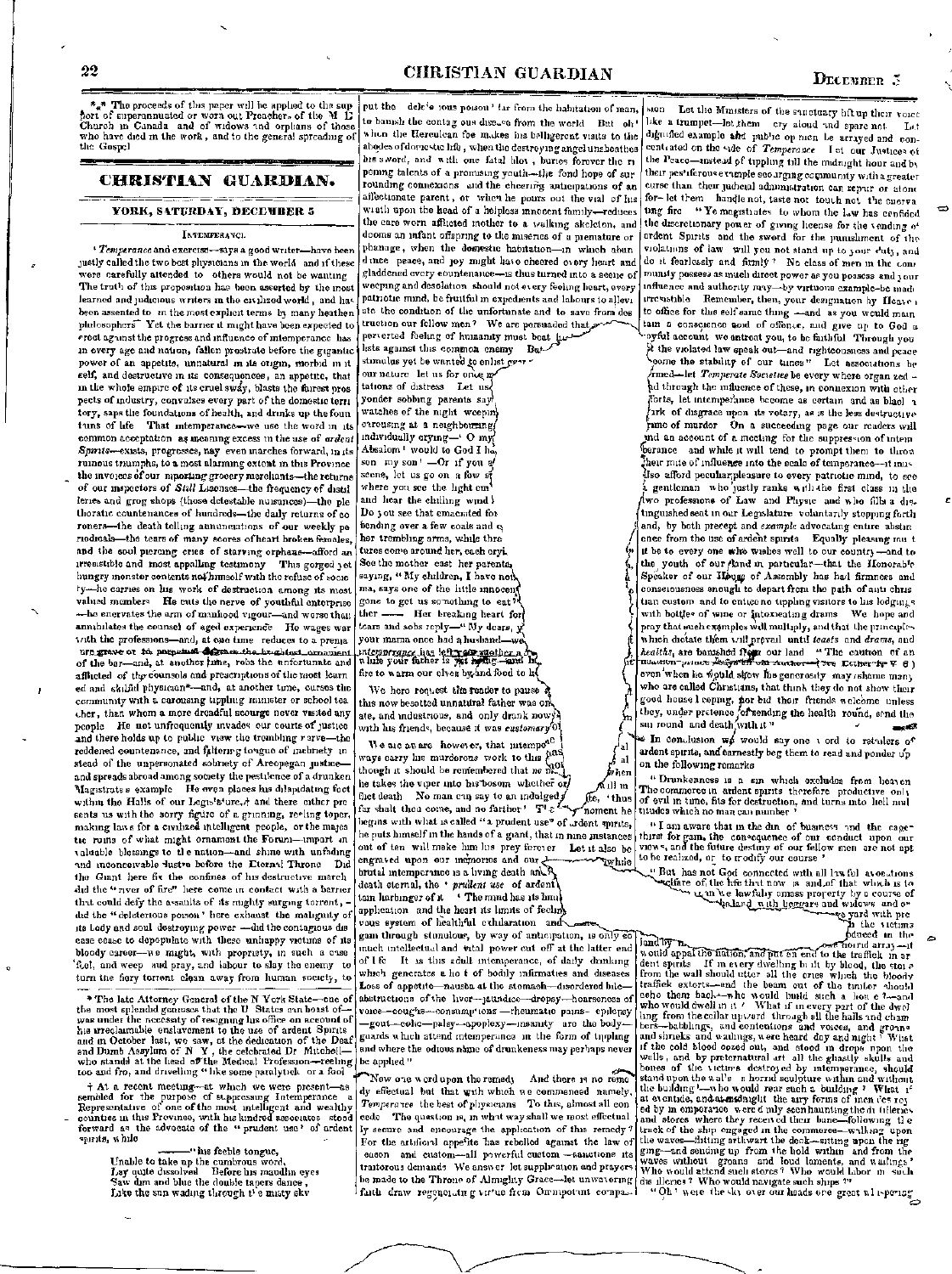\*\*\* The proceeds of this paper will be applied to the support of superannuated or worn out Preachers of the M. E. Church in Canada and of widows and orphans of those who have died in the work, and to the general spreading of the Gospel

# CHRISTIAN GUARDIAN.

## YORK, SATURDAY, DECEMBER 5

### INTEMPERANCE.

"*Temperance* and exercise—says a good writer—have been justly called the two best physicians in the world and if these were carefully attended to others would not be wanting." The truth of this proposition has been asserted by the most learned and judicious writers in the civilized world, and has been assented to in the most explicit terms by many heathen philosophers. Yet the barrier it might have been expected to erect against the progress and influence of intemperance has in every age and nation, fallen prostrate before the gigantic power of an appetite, unnatural in its origin, morbid in it self, and destructive in its consequences, an appetite, that in the whole empire of its cruel sway, blasts the fairest prospects of industry, convulses every part of the domestic territory, saps the foundations of health, and drinks up the fountains of life. That intemperance—we use the word in its common acceptation as meaning excess in the use of *ardent Spirits*—exists, progresses, nay even marches forward, in its ruinous triumphs, to a most alarming extent in this Province the invoices of our importing grocery merchants—the returns of our inspectors of *Still Licenses*—the frequency of distilleries and grog shops (those detestable nuisances)—the plethoratic countenances of hundreds—the daily returns of coroners—the death telling annunciations of our weekly periodicals—the tears of many scores of heart broken females, and the soul piercing cries of starving orphans—afford an irresistible and most appalling testimony. Thus gorged yet hungry monster contents not himself with the refuse of society—he carries on his work of destruction among its most valued members. He cuts the nerve of youthful enterprise—he enervates the arm of manhood vigour—and worse than annihilates the counsel of aged experience. He wages war with the professions—and, at one time reduces to a premature grave or to perpetual disgrace the brightest ornament of the bar—and, at another time, robs the unfortunate and afflicted of the counsels and prescriptions of the most learned and skilful physician\*—and, at another time, curses the community with a carousing tippling minister or school teacher, than whom a more dreadful scourge never visited any people. He not unfrequently invades our courts of justice and there holds up to public view the trembling nerve—the reddened countenance, and faltering tongue of inebriety instead of the unpersonated sobriety of Areopegan justice—and spreads abroad among society the pestilence of a drunken Magistrate's example. He even places his dilapidating feet within the Halls of our Legislature,† and there either presents us with the sorry figure of a grinning, reeling toper, making laws for a civilized intelligent people, or the majestic ruins of what might ornament the Forum—impart invaluable blessings to the nation—and shine with unfading and unconceivable lustre before the Eternal Throne. Did the Giant here fix the confines of his destructive march did the "river of fire" here come in contact with a barrier that could defy the assaults of its mighty surging torrent,—did the "deleterious poison" here exhaust the malignity of its body and soul destroying power—did the contagious disease cease to depopulate with these unhappy victims of its bloody career—we might, with propriety, in such a case 'Rest, and weep and pray, and labour to slay the enemy to turn the fiery torrent clean away from human society, to put the "deleterious poison" far from the habitation of man, to banish the contagious disease from the world. But oh! when the Herculean foe makes his belligerent visits to the abodes of domestic life, when the destroying angel unsheathes his sword, and with one fatal blow, buries forever the ripening talents of a promising youth—the fond hope of surrounding connexions and the cheering anticipations of an affectionate parent, or when he pours out the vial of his wrath upon the head of a helpless innocent family—reduces the care worn afflicted mother to a walking skeleton, and dooms an infant offspring to the miseries of a premature orphanage, when the domestic habitation—in which abundance peace, and joy might have cheered every heart and gladdened every countenance—is thus turned into a scene of weeping and desolation should not every feeling heart, every patriotic mind, be fruitful in expedients and labours to alleviate the condition of the unfortunate and to save from destruction our fellow men? We are persuaded that ... perverted feeling of humanity must beat ... lists against this common enemy But ... stimulus yet be wanted to enlist ... our nature let us for once ... tations of distress Let us ... yonder sobbing parents say ... watches of the night weepin ... carousing at a neighbouring ... individually crying—'O my Absalom! would to God I ha... son my son!'—Or if you ... scene, let us go on a few ... where you see the light ... and hear the chilling wind ... Do you see that emaciated fe... bending over a few coals and ... her trembling arms, while thre... tures come around her, each cryi... See the mother cast her parental... saying, "My children, I have not... ma, says one of the little innocen... gone to get us something to eat?" ... ther —— Her breaking heart for... tears and sobs reply—"My dears, ... your mama once had a husband—we ... intemperance has left you another ... while your father is yet living—and he ... fire to warm our lives by, and food to ...

We here request the reader to pause ... this now besotted unnatural father was on... ate, and industrious, and only drank now ... with his friends, because it was customary ...

We are aware however, that intempe... ways carry his murderous work to this ... though it should be remembered that ... he takes the viper into his bosom whether ... flict death No man can say to an indulged ... far shalt thou come, and no farther! T... begins with what is called "a prudent use" of ardent spirits, he puts himself in the hands of a giant, that in nine instances out of ten will make him his prey forever. Let it also be engraved upon our memories and our ... brutal intemperance is a living death ... death eternal, the "*prudent use* of ardent ... tain harbinger of it. "The mind has its limit ... application and the heart its limits of feelin... vous system of healthful exhilaration and ... gain through stimulous, by way of anticipation, is only so much intellectual and vital power cut off at the latter end of life. It is this adult intemperance, of daily drinking which generates a host of bodily infirmities and diseases. Loss of appetite—nausea at the stomach—disordered bile—obstructions of the liver—jaundice—dropsy—hoarseness of voice—coughs—consumptions—rheumatic pains—epilepsy—gout—colic—palsy—apoplexy—insanity are the body-guards which attend intemperance in the form of tippling and where the odious name of drunkenness may perhaps never be applied."

Now one word upon the remedy. And there is no remedy effectual but that with which we commenced namely, *Temperance* the best of physicians. To this, almost all concede. The question is, in what way shall we most effectually secure and encourage the application of this remedy? For the artificial appetite has rebelled against the law of reason and custom—all powerful custom—sanctions its traitorous demands. We answer let supplication and prayers be made to the Throne of Almighty Grace—let unwavering faith draw regenerating virtue from Omnipotent compassion. Let the Ministers of the sanctuary lift up their voice like a trumpet—let them cry aloud and spare not. Let dignified example and public opinion be arrayed and concentrated on the side of *Temperance*. Let our Justices of the Peace—instead of tippling till the midnight hour and by their pestiferous example scourging community with a greater curse than their judicial administration can repair or atone for—let them handle not, taste not touch not the enervating fire. "Ye magistrates to whom the law has confided the discretionary power of giving license for the vending of ardent Spirits and the sword for the punishment of the violations of law will you not stand up to your duty, and do it fearlessly and firmly? No class of men in the community possess as much direct power as you possess and your influence and authority may—by virtuous example—be made irresistible. Remember, then, your designation by Heaven to office for this self same thing—and as you would maintain a conscience void of offence, and give up to God a joyful account we entreat you, to be faithful. Through you let the violated law speak out—and righteousness and peace become the stability of our times." Let associations be formed—let *Temperate Societies* be every where organized—and through the influence of these, in connexion with other efforts, let intemperance become as certain and as black a mark of disgrace upon its votary, as is the less destructive crime of murder. On a succeeding page our readers will find an account of a meeting for the suppression of intemperance and while it will tend to prompt them to throw their mite of influence into the scale of temperance—it must also afford peculiar pleasure to every patriotic mind, to see a gentleman who justly ranks with the first class in the two professions of Law and Physic and who fills a distinguished seat in our Legislature voluntarily stepping forth and, by both precept and *example* advocating entire abstinence from the use of ardent spirits. Equally pleasing must it be to every one who wishes well to our country—and to the youth of our land in particular—that the Honorable Speaker of our House of Assembly has had firmness and consciousness enough to depart from the path of anti christian custom and to entice no tippling visitors to his lodgings with bottles of wine or intoxicating drams. We hope and pray that such examples will multiply, and that the principles which dictate them will prevail until *toasts* and *drams*, and *healths*, are banished from our land. "The caution of an ... (... Esther iv 8) even when he would show his generosity may shame many who are called Christians, that think they do not show their good housekeeping, nor bid their friends welcome unless they, under pretence of sending the health round, send the sin round and death with it."

In conclusion we would say one word to retailers of ardent spirits, and earnestly beg them to read and ponder up on the following remarks.

"Drunkenness is a sin which excludes from heaven The commerce in ardent spirits therefore productive only of evil in time, fits for destruction, and turns into hell multitudes which no man can number."

"I am aware that in the din of business and the eager thirst for gain, the consequence of our conduct upon our views, and the future destiny of our fellow men are not apt to be realized, or to modify our course."

"But has not God connected with all lawful avocations ...lfare of the life that now is and of that which is to ... in we lawfully amass property by a course of ...haland with beggars and widows and or... ...es yard with pre... ...n the victims ...duced in the ... land by ... horrid array—it would appal the nation, and put an end to the traffick in ardent spirits. If in every dwelling built by blood, the stone from the wall should utter all the cries which the bloody traffick extorts—and the beam out of the timber should echo them back—who would build such a house?—and who would dwell in it? What if in every part of the dwelling from the cellar upward through all the halls and chambers—babblings, and contentions and voices, and groans and shrieks and wailings, were heard day and night? What if the cold blood oozed out, and stood in drops upon the walls, and by preternatural art all the ghastly skulls and bones of the victims destroyed by intemperance, should stand upon the walls in horrid sculpture within and without the building!—who would rear such a building? What if at eventide, and at midnight the airy forms of men destroyed by intemperance were dimly seen haunting the distilleries and stores where they received their bane—following the track of the ship engaged in the commerce—walking upon the waves—flitting athwart the deck—sitting upon the rigging—and sending up from the hold within and from the waves without groans and loud laments, and wailings? Who would attend such stores? Who would labor in such distilleries? Who would navigate such ships?"

"Oh! were the sky over our heads one great whispering ...

---

\* The late Attorney General of the N York State—one of the most splendid geniuses that the U States can boast of—was under the necessity of resigning his office on account of his irreclaimable enslavement to the use of ardent Spirits and in October last, we saw, at the dedication of the Deaf and Dumb Asylum of N Y, the celebrated Dr Mitchell—who stands at the head of the Medical Profession—reeling too and fro, and driveling "like some paralytick or a fool."

† At a recent meeting—at which we were present—assembled for the purpose of suppressing Intemperance a Representative of one of the most intelligent and wealthy counties in this Province, with his kindred associates stood forward as the advocate of the "prudent use" of ardent spirits, while

> ——"his feeble tongue,
> Unable to take up the cumbrous word,
> Lay quite dissolved. Before his maudlin eyes
> Saw dim and blue the double tapers dance,
> Like the sun wading through the misty sky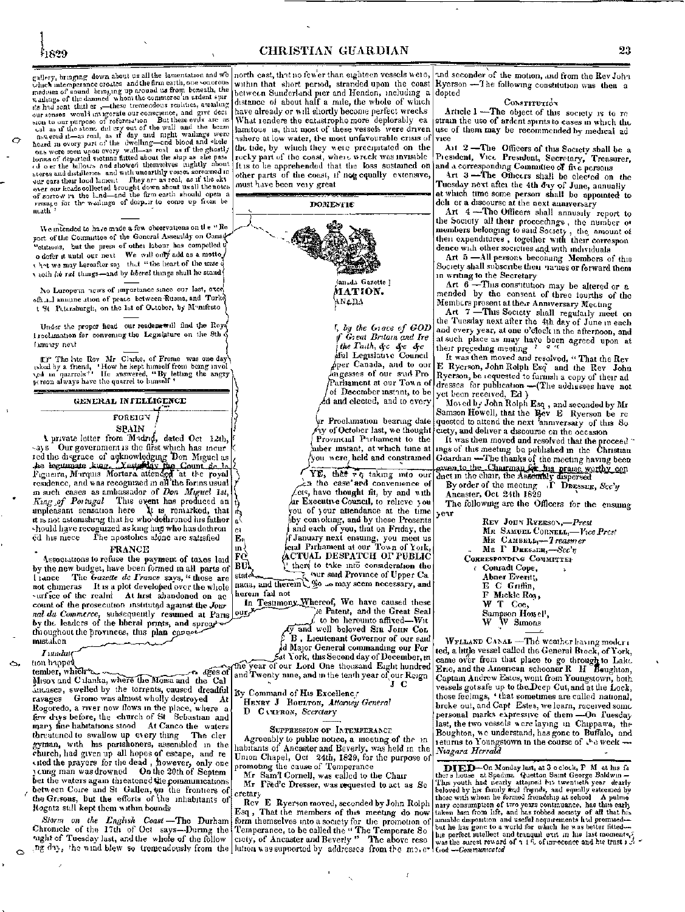gallery, bringing down about us all the lamentation and wo which intemperance creates and the firm earth, one sonorous medium of sound bringing up around us from beneath, the wailings of the damned whom the commerce in ardent spirits had sent thither,—these tremendous realities, assailing our senses would invigorate our conscience, and give decision to our purpose of reformation But these evils are as real as if the stone did cry out of the wall and the beam answered it—as real, as if day and night wailings were heard in every part of the dwelling—and blood and skeletons were seen upon every wall—as real as if the ghastly forms of departed victims flitted about the ship as she passed o er the billows and showed themselves nightly about stores and distilleries and with unearthly voices screamed in our ears their loud lament They are as real, as if the sky over our heads collected brought down about us all the notes of sorrow in the land—and the firm earth should open a passage for the wailings of despair to come up from beneath '

---

We intended to have made a few observations on the "Report of the Committee of the General Assembly on Canada Petitions, but the press of other labour has compelled us to defer it until our next We will only add as a motto, what we may hereafter say that "the heart of the wise ... with liberal things—and by liberal things shall he stand"

---

No European news of importance since our last, except official announcement of peace between Russia, and Turkey at St Petersburgh, on the 1st of October, by Manifesto

---

Under the proper head our readers will find the Royal Proclamation for convening the Legislature on the 8th of January next

---

☞ The late Rev Mr Clarke, of Frome was one day asked by a friend, "How he kept himself from being involved in quarrels?" He answered, "By letting the angry person always have the quarrel to himself"

---

## GENERAL INTELLIGENCE

### FOREIGN

#### SPAIN

A private letter from Madrid, dated Oct 12th, says Our government is the first which has incurred the disgrace of acknowledging Don Miguel as the legitimate king. Yesterday the Count de la Figueira, Marquis Mortara attended at the royal residence, and was recognized in all the forms usual in such cases as ambassador of *Don Miguel 1st, King of Portugal* This event has produced an unpleasant sensation here It is remarked, that it is not astonishing that he who dethroned his father should have recognized as king him who has dethroned his niece The apostolics alone are satisfied

#### FRANCE

Associations to refuse the payment of taxes laid by the new budget, have been formed in all parts of France The *Gazette de France* says, "these are not chimeras It is a plot developed over the whole surface of the realm At first abandoned on account of the prosecution instituted against the *Journal du Commerce*, subsequently resumed at Paris by the leaders of the liberal prints, and spread throughout the provinces, this plan cannot ... mistaken

*Inundat...*

tion happe... tember, which ... ages of Misox and Calanka, where the Mosa and the Calancasca, swelled by the torrents, caused dreadful ravages Grono was almost wholly destroyed At Rogoredo, a river now flows in the place, where a few days before, the church of St Sebastian and many fine habitations stood At Canco the waters threatened to swallow up every thing The clergyman, with his parishioners, assembled in the church, had given up all hopes of escape, and recited the prayers for the dead, however, only one young man was drowned On the 20th of September the waters again threatened the communications between Coire and St Gallen, on the frontiers of the Grisons, but the efforts of the inhabitants of Ragatz still kept them within bounds

*Storm on the English Coast*—The Durham Chronicle of the 17th of Oct says—During the night of Tuesday last, and the whole of the following day, the wind blew so tremendously from the north east, that no fewer than eighteen vessels were, within that short period, stranded upon the coast between Sunderland pier and Hendon, including a distance of about half a mile, the whole of which have already or will shortly become perfect wrecks What renders the catastrophe more deplorably calamitous is, that most of these vessels were driven ashore at low water, the most unfavourable crisis of the tide, by which they were precipitated on the rocky part of the coast, where wreck was inevitable It is to be apprehended that the loss sustained on other parts of the coast, if not equally extensive, must have been very great

---

## DOMESTIC

(Upper Canada Gazette)

### PROCLAMATION.

#### UPPER CANADA

..., by the Grace of GOD ... of Great Britain and Ireland ... the Faith, &c &c &c

... Faithful Legislative Council ... of Upper Canada, and to our ... Assembly of our said Province ... Parliament at our Town of ... of December instant, to be ... and elected, and to every ...

... our Proclamation bearing date ... day of October last, we thought ... Provincial Parliament to the ... (nu)mber instant, at which time at ... you were held and constrained

YE, that we taking into our ... the case and convenience of ... (subj)ects, have thought fit, by and with ... our Executive Council, to relieve you ... of your attendance at the time ... by convoking, and by these Presents ... and each of you, that on Friday, the ... of January next ensuing, you meet us ... (Provin)cial Parliament at our Town of York, ... ACTUAL DESPATCH OF PUBLIC BU(SINESS) ... there to take into consideration the state ... our said Province of Upper Canada, and therein ... so ... may seem necessary, and herein fail not

In Testimony Whereof, We have caused these our ... Patent, and the Great Seal ... to be hereunto affixed—Witness our trusty and well beloved SIR JOHN COLBORNE, K C B, Lieutenant Governor of our said Province, and Major General commanding our Forces therein, at York, this Second day of December, in the year of our Lord One thousand Eight hundred and Twenty nine, and in the tenth year of our Reign

J C

By Command of His Excellency

HENRY J BOULTON, *Attorney General*

D CAMERON, *Secretary*

---

### SUPPRESSION OF INTEMPERANCE

Agreeably to public notice, a meeting of the inhabitants of Ancaster and Beverly, was held in the Union Chapel, Oct 24th, 1829, for the purpose of promoting the cause of Temperance

Mr Sam'l Cornell, was called to the Chair

Mr Fred'c Dresser, was requested to act as Secretary

Rev E Ryerson moved, seconded by John Rolph Esq, That the members of this meeting do now form themselves into a society for the promotion of Temperance, to be called the "The Temperate Society, of Ancaster and Beverly" The above resolution was supported by addresses from the mover and seconder of the motion, and from the Rev John Ryerson —The following constitution was then adopted

#### CONSTITUTION

Article 1 —The object of this society is to restrain the use of ardent spirits to cases in which the use of them may be recommended by medical advice

Art 2 —The Officers of this Society shall be a President, Vice President, Secretary, Treasurer, and a corresponding Committee of five persons

Art 3 —The Officers shall be elected on the Tuesday next after the 4th day of June, annually at which time some person shall be appointed to deliver a discourse at the next anniversary

Art 4 —The Officers shall annually report to the Society all their proceedings, the number of members belonging to said Society, the amount of their expenditures, together with their correspondence with other societies and with individuals

Art 5 —All persons becoming Members of this Society shall subscribe their names or forward them in writing to the Secretary

Art 6 —This constitution may be altered or amended by the consent of three fourths of the Members present at their Anniversary Meeting

Art 7 —This Society shall regularly meet on the Tuesday next after the 4th day of June in each and every year, at one o'clock in the afternoon, and at such place as may have been agreed upon at their preceding meeting ' " "

It was then moved and resolved, "That the Rev E Ryerson, John Rolph Esq and the Rev John Ryerson, be requested to furnish a copy of their addresses for publication —(The addresses have not yet been received, Ed )

Moved by John Rolph Esq, and seconded by Mr Samson Howell, that the Rev E Ryerson be requested to attend the next anniversary of this Society, and deliver a discourse on the occasion

It was then moved and resolved that the proceedings of this meeting be published in the Christian Guardian —The thanks of the meeting having been given to the Chairman for his praise worthy conduct in the chair, the Assembly dispersed

By order of the meeting F DRESSER, *Sec'y*

Ancaster, Oct 24th 1829

The following are the Officers for the ensuing year

REV JOHN RYERSON,—*Prest*
MR SAMUEL CORNELL,—*Vice Prest*
MR CAMBELL,—*Treasurer*
MR F DRESSER,—*Sec'y*

CORRESPONDING COMMITTEE

Conradt Cope,
Abner Everitt,
E C Griffin,
F Mickle Roy,
W T Coe,
Sampson Howell,
W W Simons

---

WELLAND CANAL —The weather having moderated, a little vessel called the General Brock, of York, came over from that place to go through to Lake Erie, and the American schooner R H Boughton, Captain Andrew Estes, went from Youngstown, both vessels got safe up to the Deep Cut, and at the Lock, those feelings, 'that sometimes are called national, broke out, and Capt Estes, we learn, received some personal marks expressive of them —On Tuesday last, the two vessels were laying in Chippawa, the Boughton, we understand, has gone to Buffalo, and returns to Youngstown in the course of the week —*Niagara Herald*

---

**DIED**—On Monday last, at 3 o clock, P M at his father's house at Spadina Quetton Saint George Baldwin —This youth had nearly attained his twentieth year dearly beloved by his family and friends, and equally esteemed by those with whom he formed friendship at school A pulmonary consumption of two years continuance, has thus early taken him from life, and has robbed society of all that his amiable disposition and useful acquirements had promised—but he has gone to a world for which he was better fitted—his perfect intellect and tranquil exit in his last moments, was the surest reward of a life of innocence and his trust in God —*Communicated*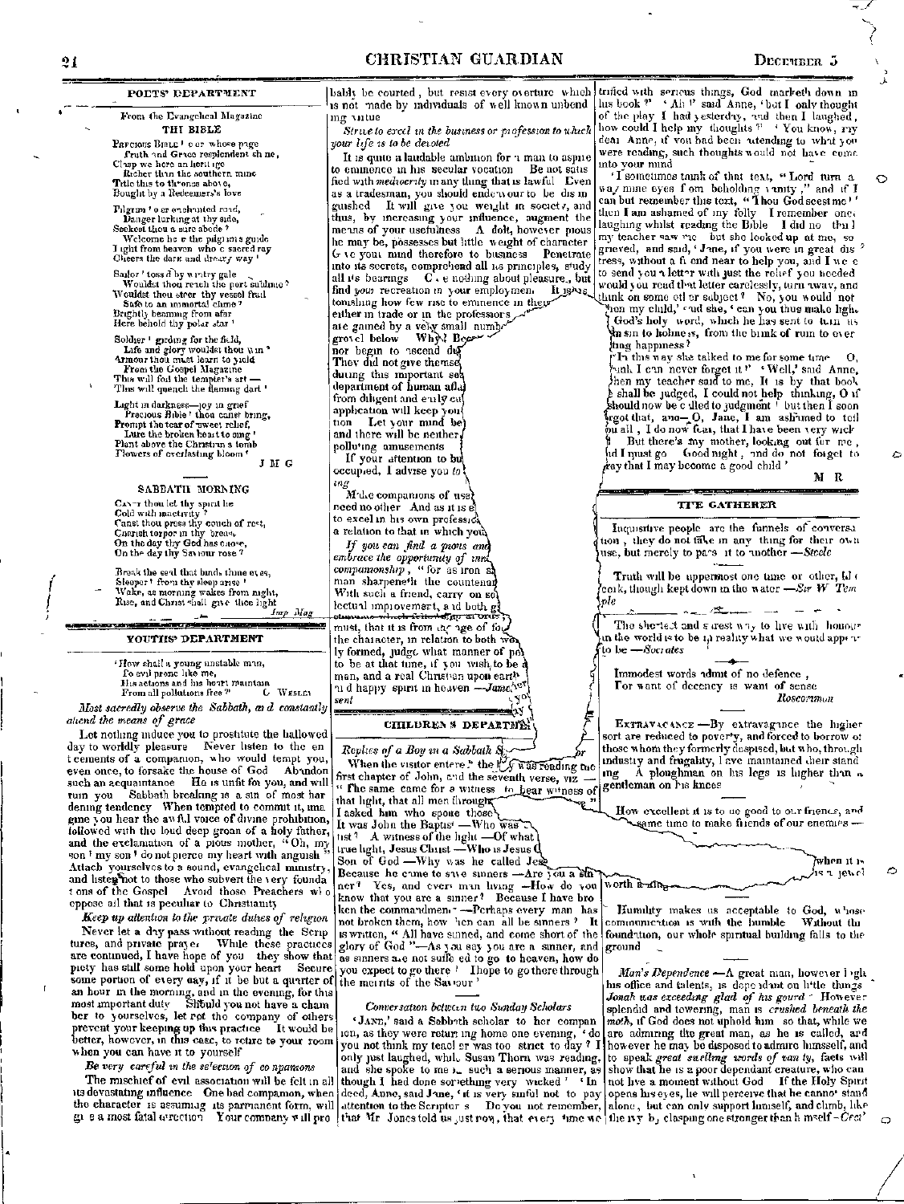## POETS' DEPARTMENT

From the Evangelical Magazine

### THE BIBLE

Precious Bible ! o'er whose page
Truth and Grace resplendent shine,
Clasp we here an heritage
Richer than the southern mine
Title this to thrones above,
Bought by a Redeemer's love

Pilgrim ! o'er enchanted road,
Danger lurking at thy side,
Seekest thou a sure abode ?
Welcome here the pilgrim's guide
Light from heaven who e sacred ray
Cheers the dark and dreary way !

Sailor ! toss'd by wintry gale
Wouldst thou reach the port sublime ?
Wouldst thou steer thy vessel frail
Safe to an immortal clime ?
Brightly beaming from afar
Here behold thy polar star !

Soldier ! girding for the field,
Life and glory wouldst thou win ?
Armour thou must learn to yield
From the Gospel Magazine
This will foil the tempter's art —
This will quench the flaming dart !

Light in darkness—joy in grief
Precious Bible ! thou canst bring,
Prompt the tear of sweet relief,
Lure the broken heart to sing !
Plant above the Christian's tomb
Flowers of everlasting bloom !

J M G

### SABBATH MORNING

Canst thou let thy spirit lie
Cold with inactivity ?
Canst thou press thy couch of rest,
Cherish torpor in thy breast,
On the day thy God has chose,
On the day thy Saviour rose ?

Break the seal that binds thine eyes,
Sleeper ! from thy sleep arise !
Wake, as morning wakes from night,
Rise, and Christ shall give thee light

*Imp Mag*

## YOUTHS' DEPARTMENT

'How shall a young unstable man,
To evil prone like me,
His actions and his heart maintain
From all pollutions free ?' C Wesley

*Most sacredly observe the Sabbath, and constantly attend the means of grace*

Let nothing induce you to prostitute the hallowed day to worldly pleasure Never listen to the enticements of a companion, who would tempt you, even once, to forsake the house of God Abandon such an acquaintance He is unfit for you, and will ruin you Sabbath breaking is a sin of most hardening tendency When tempted to commit it, imagine you hear the awful voice of divine prohibition, followed with the loud deep groan of a holy father, and the exclamation of a pious mother, "Oh, my son ! my son ! do not pierce my heart with anguish " Attach yourselves to a sound, evangelical ministry, and listen not to those who subvert the very foundations of the Gospel Avoid those Preachers who oppose all that is peculiar to Christianity

*Keep up attention to the private duties of religion*

Never let a day pass without reading the Scriptures, and private prayer While these practices are continued, I have hope of you they show that piety has still some hold upon your heart Secure some portion of every day, if it be but a quarter of an hour in the morning, and in the evening, for this most important duty Should you not have a chamber to yourselves, let not the company of others prevent your keeping up this practice It would be better, however, in this case, to retire to your room when you can have it to yourself

*Be very careful in the selection of companions*

The mischief of evil association will be felt in all its devastating influence One bad companion, when the character is assuming its parmanent form, will give a most fatal direction Your company will probably be courted, but resist every overture which is not made by individuals of well known unbending virtue

*Strive to excel in the business or profession to which your life is to be devoted*

It is quite a laudable ambition for a man to aspire to eminence in his secular vocation Be not satisfied with *mediocrity* in any thing that is lawful Even as a tradesman, you should endeavour to be distinguished It will give you weight in society, and thus, by increasing your influence, augment the means of your usefulness A dolt, however pious he may be, possesses but little weight of character Give your mind therefore to business Penetrate into its secrets, comprehend all its principles, study all its bearings Care nothing about pleasure, but find *your* recreation in your employment It is astonishing how few rise to eminence in their ... either in trade or in the professions ... are gained by a very small numb... grovel below Why ? Be... nor begin to ascend du... They did not give themse... during this important se... department of human affa... from diligent and early ca... application will keep you... tion Let your mind be... and there will be neither... polluting amusements

If your attention to bu... occupied, I advise you to ... ing

Make companions of use... need no other And as it is e... to excel in his own professi... a relation to that in which you...

*If you can find a pious and ... embrace the opportunity of ... companionship*, "for as iron s... man sharpeneth the countena... With such a friend, carry on so... lectual improvement, and both g... ... must, that it is from the age of fo... the character, in relation to both wo... ly formed, judge what manner of pe... to be at that time, if you wish to be a... man, and a real Christian upon earth... and happy spirit in heaven —*James ... sent*

## CHILDREN'S DEPARTMENT

*Replies of a Boy in a Sabbath S... ...or*

When the visitor entered the ... was reading the first chapter of John, and the seventh verse, viz — "The same came for a witness to bear witness of that light, that all men through ... " I asked him who spoke those ... It was John the Baptist —Who was ... ist ? A witness of the light —Of what ... true light, Jesus Christ —Who is Jesus C... Son of God —Why was he called Jes... Because he came to save sinners —Are you a sinner ? Yes, and every man living —How do you know that you are a sinner ? Because I have broken the commandments —Perhaps every man has not broken them, how then can all be sinners ? It is written, "All have sinned, and come short of the glory of God "—As you say you are a sinner, and as sinners are not suffered to go to heaven, how do you expect to go there ? I hope to go there through the merits of the Saviour '

*Conversation between two Sunday Scholars*

'Jane,' said a Sabbath scholar to her companion, as they were returning home one evening, 'do you not think my teacher was too strict to day ? I only just laughed, while Susan Thorn was reading, and she spoke to me in such a serious manner, as though I had done something very wicked ' 'Indeed, Anne, said Jane, 'it is very sinful not to pay attention to the Scriptures Do you not remember, that Mr Jones told us just now, that every time we trifled with serious things, God marketh down in his book ?' 'Ah !' said Anne, 'but I only thought of the play I had yesterday, and then I laughed, how could I help my thoughts ?' 'You know, my dear Anne, if you had been attending to what you were reading, such thoughts would not have come into your mind

'I sometimes think of that text, "Lord turn away mine eyes from beholding vanity ," and if I can but remember this text, "Thou God seest me !' then I am ashamed of my folly I remember once laughing whilst reading the Bible I did no than I my teacher saw me but she looked up at me, so grieved, and said, 'Jane, if you were in great distress, without a friend near to help you, and I were to send you a letter with just the relief you needed would you read that letter carelessly, turn away, and think on some other subject ? No, you would not ...hen my child,' said she, 'can you thus make light ... God's holy word, which he has sent to turn us ... m sin to holiness, from the brink of ruin to ever...ting happiness ?

... In this way she talked to me for some time O, ... ink I can never forget it ' 'Well,' said Anne, ...hen my teacher said to me, It is by that book ... shall be judged, I could not help thinking, O if ... should now be called to judgment ! but then I soon ...rgot that, and— O, Jane, I am ashamed to tell ...u all , I do now fear, that I have been very wick... ... But there's my mother, looking out for me , ...d I must go Good night , and do not forget to ...ay that I may become a good child '

M R

## THE GATHERER

Inquisitive people are the funnels of conversation , they do not take in any thing for their own use, but merely to pass it to another —*Steele*

Truth will be uppermost one time or other, like cork, though kept down in the water —*Sir W Temple*

The shortest and surest way to live with honour in the world is to be in reality what we would appear to be —*Socrates*

Immodest words admit of no defence ,
For want of decency is want of sense
*Roscommon*

Extravagance —By extravagance the higher sort are reduced to poverty, and forced to borrow of those whom they formerly despised, but who, through industry and frugality, have maintained their standing A ploughman on his legs is higher than a gentleman on his knees

How excellent it is to do good to our friends, and ... same time to make friends of our enemies — ... when it is ... is a jewel worth a ...

Humility makes us acceptable to God, whose communication is with the humble Without this foundation, our whole spiritual building falls to the ground

*Man's Dependence* —A great man, however high his office and talents, is dependent on little things *Jonah was exceeding glad of his gourd* However splendid and towering, man is *crushed beneath the moth*, if God does not uphold him so that, while we are admiring the great man, as he is called, and however he may be disposed to admire himself, and to speak *great swelling words of vanity*, facts will show that he is a poor dependant creature, who can not live a moment without God If the Holy Spirit opens his eyes, he will perceive that he cannot stand alone, but can only support himself, and climb, like the ivy by clasping one stronger than himself—*Cecil*